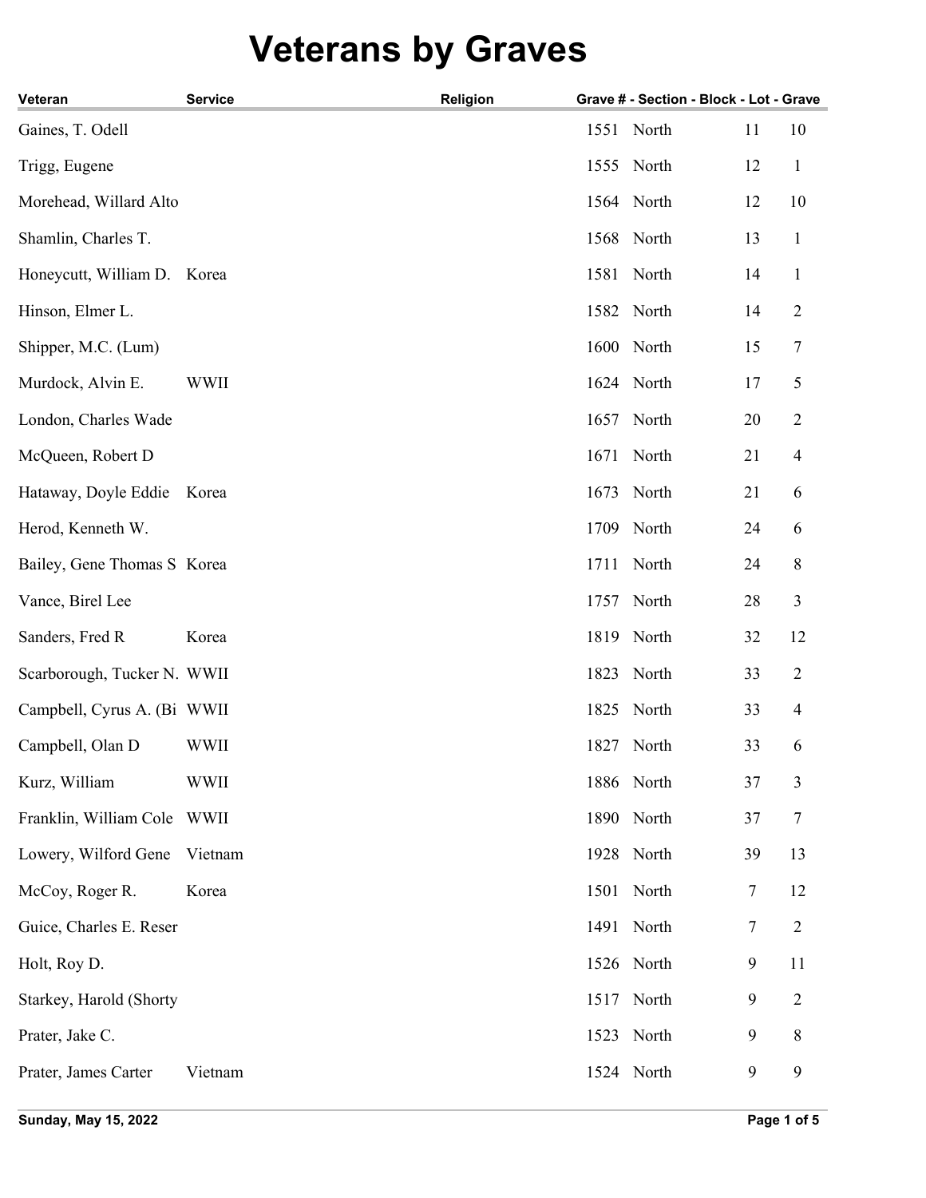# Veterans by Graves

| Veteran | Service | Religion | Grave # | Section | Block | Lot - Grave |
|---|---|---|---|---|---|---|
| Gaines, T. Odell | | | 1551 | North | 11 | 10 |
| Trigg, Eugene | | | 1555 | North | 12 | 1 |
| Morehead, Willard Alto | | | 1564 | North | 12 | 10 |
| Shamlin, Charles T. | | | 1568 | North | 13 | 1 |
| Honeycutt, William D. | Korea | | 1581 | North | 14 | 1 |
| Hinson, Elmer L. | | | 1582 | North | 14 | 2 |
| Shipper, M.C. (Lum) | | | 1600 | North | 15 | 7 |
| Murdock, Alvin E. | WWII | | 1624 | North | 17 | 5 |
| London, Charles Wade | | | 1657 | North | 20 | 2 |
| McQueen, Robert D | | | 1671 | North | 21 | 4 |
| Hataway, Doyle Eddie | Korea | | 1673 | North | 21 | 6 |
| Herod, Kenneth W. | | | 1709 | North | 24 | 6 |
| Bailey, Gene Thomas S | Korea | | 1711 | North | 24 | 8 |
| Vance, Birel Lee | | | 1757 | North | 28 | 3 |
| Sanders, Fred R | Korea | | 1819 | North | 32 | 12 |
| Scarborough, Tucker N. | WWII | | 1823 | North | 33 | 2 |
| Campbell, Cyrus A. (Bi | WWII | | 1825 | North | 33 | 4 |
| Campbell, Olan D | WWII | | 1827 | North | 33 | 6 |
| Kurz, William | WWII | | 1886 | North | 37 | 3 |
| Franklin, William Cole | WWII | | 1890 | North | 37 | 7 |
| Lowery, Wilford Gene | Vietnam | | 1928 | North | 39 | 13 |
| McCoy, Roger R. | Korea | | 1501 | North | 7 | 12 |
| Guice, Charles E. Reser | | | 1491 | North | 7 | 2 |
| Holt, Roy D. | | | 1526 | North | 9 | 11 |
| Starkey, Harold (Shorty | | | 1517 | North | 9 | 2 |
| Prater, Jake C. | | | 1523 | North | 9 | 8 |
| Prater, James Carter | Vietnam | | 1524 | North | 9 | 9 |

Sunday, May 15, 2022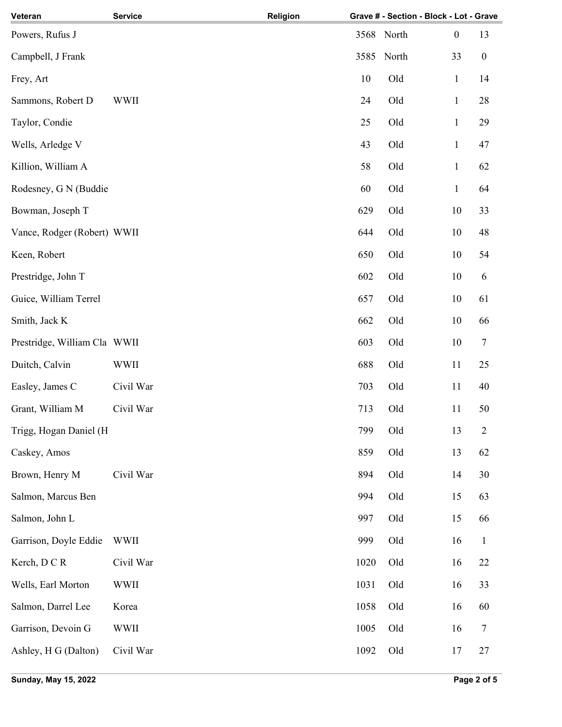| Veteran | Service | Religion | Grave # | Section | Block | Lot | Grave |
|---|---|---|---|---|---|---|---|
| Powers, Rufus J | | | 3568 | North | | 0 | 13 |
| Campbell, J Frank | | | 3585 | North | | 33 | 0 |
| Frey, Art | | | 10 | Old | | 1 | 14 |
| Sammons, Robert D | WWII | | 24 | Old | | 1 | 28 |
| Taylor, Condie | | | 25 | Old | | 1 | 29 |
| Wells, Arledge V | | | 43 | Old | | 1 | 47 |
| Killion, William A | | | 58 | Old | | 1 | 62 |
| Rodesney, G N (Buddie | | | 60 | Old | | 1 | 64 |
| Bowman, Joseph T | | | 629 | Old | | 10 | 33 |
| Vance, Rodger (Robert) | WWII | | 644 | Old | | 10 | 48 |
| Keen, Robert | | | 650 | Old | | 10 | 54 |
| Prestridge, John T | | | 602 | Old | | 10 | 6 |
| Guice, William Terrel | | | 657 | Old | | 10 | 61 |
| Smith, Jack K | | | 662 | Old | | 10 | 66 |
| Prestridge, William Cla | WWII | | 603 | Old | | 10 | 7 |
| Duitch, Calvin | WWII | | 688 | Old | | 11 | 25 |
| Easley, James C | Civil War | | 703 | Old | | 11 | 40 |
| Grant, William M | Civil War | | 713 | Old | | 11 | 50 |
| Trigg, Hogan Daniel (H | | | 799 | Old | | 13 | 2 |
| Caskey, Amos | | | 859 | Old | | 13 | 62 |
| Brown, Henry M | Civil War | | 894 | Old | | 14 | 30 |
| Salmon, Marcus Ben | | | 994 | Old | | 15 | 63 |
| Salmon, John L | | | 997 | Old | | 15 | 66 |
| Garrison, Doyle Eddie | WWII | | 999 | Old | | 16 | 1 |
| Kerch, D C R | Civil War | | 1020 | Old | | 16 | 22 |
| Wells, Earl Morton | WWII | | 1031 | Old | | 16 | 33 |
| Salmon, Darrel Lee | Korea | | 1058 | Old | | 16 | 60 |
| Garrison, Devoin G | WWII | | 1005 | Old | | 16 | 7 |
| Ashley, H G (Dalton) | Civil War | | 1092 | Old | | 17 | 27 |

Sunday, May 15, 2022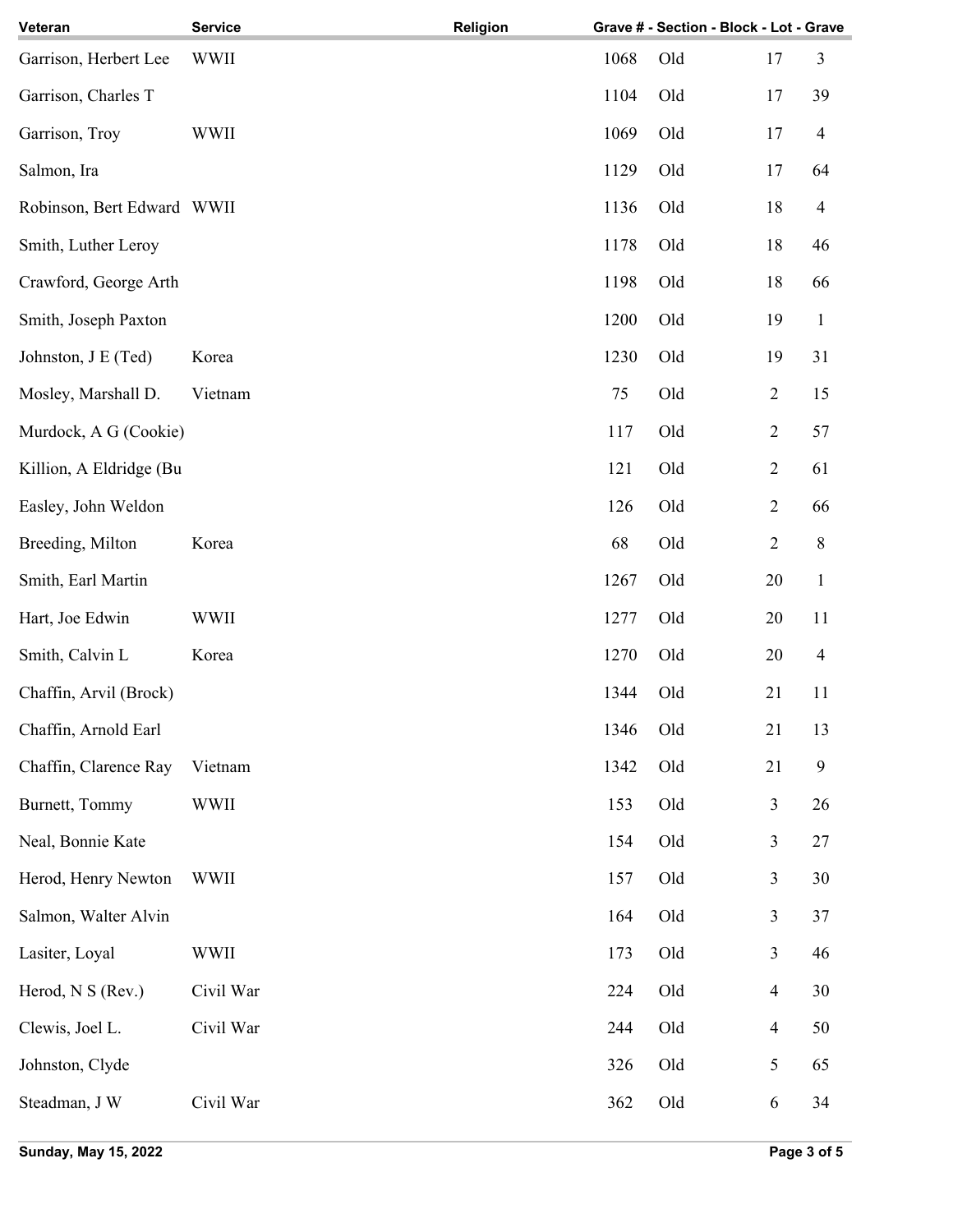| Veteran | Service | Religion | Grave # - Section - Block - Lot - Grave | | | |
|---|---|---|---|---|---|---|
| Garrison, Herbert Lee | WWII | | 1068 | Old | 17 | 3 |
| Garrison, Charles T | | | 1104 | Old | 17 | 39 |
| Garrison, Troy | WWII | | 1069 | Old | 17 | 4 |
| Salmon, Ira | | | 1129 | Old | 17 | 64 |
| Robinson, Bert Edward | WWII | | 1136 | Old | 18 | 4 |
| Smith, Luther Leroy | | | 1178 | Old | 18 | 46 |
| Crawford, George Arth | | | 1198 | Old | 18 | 66 |
| Smith, Joseph Paxton | | | 1200 | Old | 19 | 1 |
| Johnston, J E (Ted) | Korea | | 1230 | Old | 19 | 31 |
| Mosley, Marshall D. | Vietnam | | 75 | Old | 2 | 15 |
| Murdock, A G (Cookie) | | | 117 | Old | 2 | 57 |
| Killion, A Eldridge (Bu | | | 121 | Old | 2 | 61 |
| Easley, John Weldon | | | 126 | Old | 2 | 66 |
| Breeding, Milton | Korea | | 68 | Old | 2 | 8 |
| Smith, Earl Martin | | | 1267 | Old | 20 | 1 |
| Hart, Joe Edwin | WWII | | 1277 | Old | 20 | 11 |
| Smith, Calvin L | Korea | | 1270 | Old | 20 | 4 |
| Chaffin, Arvil (Brock) | | | 1344 | Old | 21 | 11 |
| Chaffin, Arnold Earl | | | 1346 | Old | 21 | 13 |
| Chaffin, Clarence Ray | Vietnam | | 1342 | Old | 21 | 9 |
| Burnett, Tommy | WWII | | 153 | Old | 3 | 26 |
| Neal, Bonnie Kate | | | 154 | Old | 3 | 27 |
| Herod, Henry Newton | WWII | | 157 | Old | 3 | 30 |
| Salmon, Walter Alvin | | | 164 | Old | 3 | 37 |
| Lasiter, Loyal | WWII | | 173 | Old | 3 | 46 |
| Herod, N S (Rev.) | Civil War | | 224 | Old | 4 | 30 |
| Clewis, Joel L. | Civil War | | 244 | Old | 4 | 50 |
| Johnston, Clyde | | | 326 | Old | 5 | 65 |
| Steadman, J W | Civil War | | 362 | Old | 6 | 34 |

**Sunday, May 15, 2022**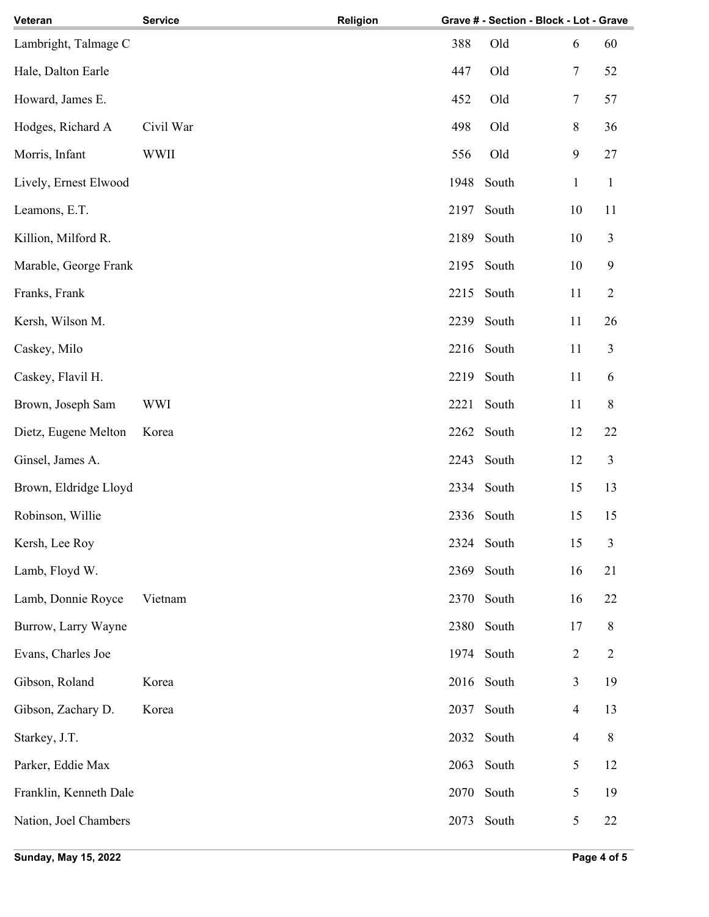| Veteran | Service | Religion | Grave # - Section - Block - Lot - Grave | | | |
|---|---|---|---|---|---|---|
| Lambright, Talmage C | | | 388 | Old | 6 | 60 |
| Hale, Dalton Earle | | | 447 | Old | 7 | 52 |
| Howard, James E. | | | 452 | Old | 7 | 57 |
| Hodges, Richard A | Civil War | | 498 | Old | 8 | 36 |
| Morris, Infant | WWII | | 556 | Old | 9 | 27 |
| Lively, Ernest Elwood | | | 1948 | South | 1 | 1 |
| Leamons, E.T. | | | 2197 | South | 10 | 11 |
| Killion, Milford R. | | | 2189 | South | 10 | 3 |
| Marable, George Frank | | | 2195 | South | 10 | 9 |
| Franks, Frank | | | 2215 | South | 11 | 2 |
| Kersh, Wilson M. | | | 2239 | South | 11 | 26 |
| Caskey, Milo | | | 2216 | South | 11 | 3 |
| Caskey, Flavil H. | | | 2219 | South | 11 | 6 |
| Brown, Joseph Sam | WWI | | 2221 | South | 11 | 8 |
| Dietz, Eugene Melton | Korea | | 2262 | South | 12 | 22 |
| Ginsel, James A. | | | 2243 | South | 12 | 3 |
| Brown, Eldridge Lloyd | | | 2334 | South | 15 | 13 |
| Robinson, Willie | | | 2336 | South | 15 | 15 |
| Kersh, Lee Roy | | | 2324 | South | 15 | 3 |
| Lamb, Floyd W. | | | 2369 | South | 16 | 21 |
| Lamb, Donnie Royce | Vietnam | | 2370 | South | 16 | 22 |
| Burrow, Larry Wayne | | | 2380 | South | 17 | 8 |
| Evans, Charles Joe | | | 1974 | South | 2 | 2 |
| Gibson, Roland | Korea | | 2016 | South | 3 | 19 |
| Gibson, Zachary D. | Korea | | 2037 | South | 4 | 13 |
| Starkey, J.T. | | | 2032 | South | 4 | 8 |
| Parker, Eddie Max | | | 2063 | South | 5 | 12 |
| Franklin, Kenneth Dale | | | 2070 | South | 5 | 19 |
| Nation, Joel Chambers | | | 2073 | South | 5 | 22 |

Sunday, May 15, 2022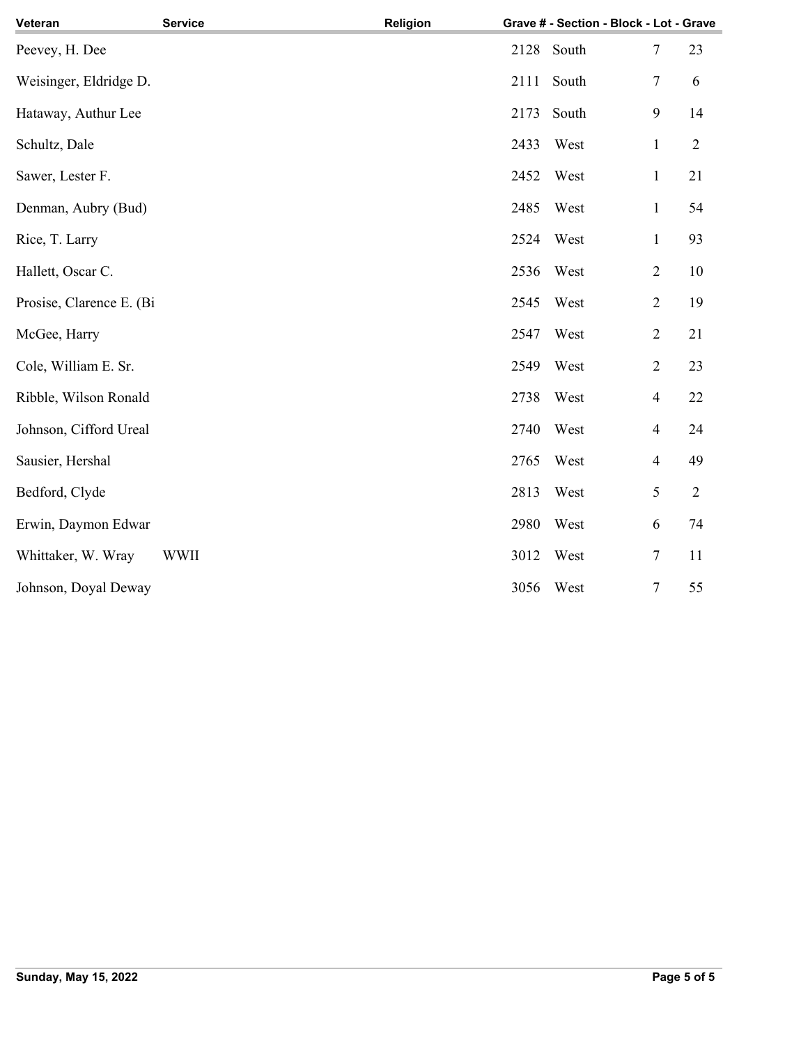| Veteran | Service | Religion | Grave # | Section | Block | Lot | Grave |
|---|---|---|---|---|---|---|---|
| Peevey, H. Dee | | | 2128 | South | | 7 | 23 |
| Weisinger, Eldridge D. | | | 2111 | South | | 7 | 6 |
| Hataway, Authur Lee | | | 2173 | South | | 9 | 14 |
| Schultz, Dale | | | 2433 | West | | 1 | 2 |
| Sawer, Lester F. | | | 2452 | West | | 1 | 21 |
| Denman, Aubry (Bud) | | | 2485 | West | | 1 | 54 |
| Rice, T. Larry | | | 2524 | West | | 1 | 93 |
| Hallett, Oscar C. | | | 2536 | West | | 2 | 10 |
| Prosise, Clarence E. (Bi | | | 2545 | West | | 2 | 19 |
| McGee, Harry | | | 2547 | West | | 2 | 21 |
| Cole, William E. Sr. | | | 2549 | West | | 2 | 23 |
| Ribble, Wilson Ronald | | | 2738 | West | | 4 | 22 |
| Johnson, Cifford Ureal | | | 2740 | West | | 4 | 24 |
| Sausier, Hershal | | | 2765 | West | | 4 | 49 |
| Bedford, Clyde | | | 2813 | West | | 5 | 2 |
| Erwin, Daymon Edwar | | | 2980 | West | | 6 | 74 |
| Whittaker, W. Wray | WWII | | 3012 | West | | 7 | 11 |
| Johnson, Doyal Deway | | | 3056 | West | | 7 | 55 |

Sunday, May 15, 2022